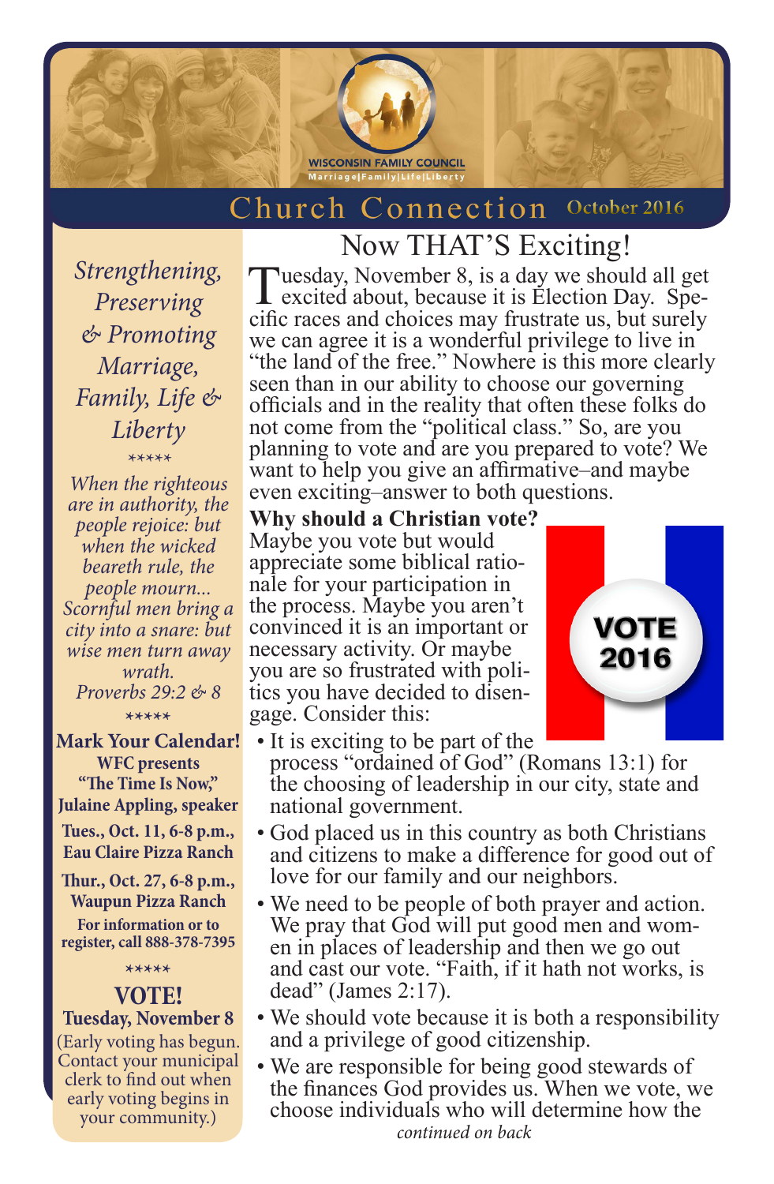WISCONSIN FAMILY COUNCIL
Marriage|Family|Life|Liberty

# Church Connection October 2016

## Now THAT'S Exciting!

Tuesday, November 8, is a day we should all get excited about, because it is Election Day. Specific races and choices may frustrate us, but surely we can agree it is a wonderful privilege to live in "the land of the free." Nowhere is this more clearly seen than in our ability to choose our governing officials and in the reality that often these folks do not come from the "political class." So, are you planning to vote and are you prepared to vote? We want to help you give an affirmative–and maybe even exciting–answer to both questions.

**Why should a Christian vote?** Maybe you vote but would appreciate some biblical rationale for your participation in the process. Maybe you aren't convinced it is an important or necessary activity. Or maybe you are so frustrated with politics you have decided to disengage. Consider this:

- It is exciting to be part of the process "ordained of God" (Romans 13:1) for the choosing of leadership in our city, state and national government.
- God placed us in this country as both Christians and citizens to make a difference for good out of love for our family and our neighbors.
- We need to be people of both prayer and action. We pray that God will put good men and women in places of leadership and then we go out and cast our vote. "Faith, if it hath not works, is dead" (James 2:17).
- We should vote because it is both a responsibility and a privilege of good citizenship.
- We are responsible for being good stewards of the finances God provides us. When we vote, we choose individuals who will determine how the

*continued on back*

VOTE 2016

---

*Strengthening, Preserving & Promoting Marriage, Family, Life & Liberty*

\*\*\*\*\*

*When the righteous are in authority, the people rejoice: but when the wicked beareth rule, the people mourn... Scornful men bring a city into a snare: but wise men turn away wrath.*
*Proverbs 29:2 & 8*

\*\*\*\*\*

**Mark Your Calendar!**
**WFC presents "The Time Is Now," Julaine Appling, speaker**

**Tues., Oct. 11, 6-8 p.m., Eau Claire Pizza Ranch**

**Thur., Oct. 27, 6-8 p.m., Waupun Pizza Ranch**

**For information or to register, call 888-378-7395**

\*\*\*\*\*

**VOTE!**
**Tuesday, November 8**
(Early voting has begun. Contact your municipal clerk to find out when early voting begins in your community.)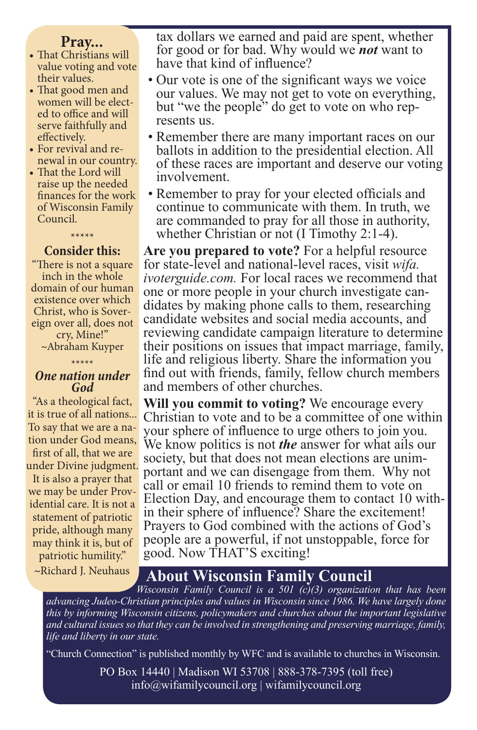tax dollars we earned and paid are spent, whether for good or for bad. Why would we ***not*** want to have that kind of influence?

- Our vote is one of the significant ways we voice our values. We may not get to vote on everything, but "we the people" do get to vote on who represents us.
- Remember there are many important races on our ballots in addition to the presidential election. All of these races are important and deserve our voting involvement.
- Remember to pray for your elected officials and continue to communicate with them. In truth, we are commanded to pray for all those in authority, whether Christian or not (I Timothy 2:1-4).

**Are you prepared to vote?** For a helpful resource for state-level and national-level races, visit *wifa.ivoterguide.com.* For local races we recommend that one or more people in your church investigate candidates by making phone calls to them, researching candidate websites and social media accounts, and reviewing candidate campaign literature to determine their positions on issues that impact marriage, family, life and religious liberty. Share the information you find out with friends, family, fellow church members and members of other churches.

**Will you commit to voting?** We encourage every Christian to vote and to be a committee of one within your sphere of influence to urge others to join you. We know politics is not ***the*** answer for what ails our society, but that does not mean elections are unimportant and we can disengage from them. Why not call or email 10 friends to remind them to vote on Election Day, and encourage them to contact 10 within their sphere of influence? Share the excitement! Prayers to God combined with the actions of God's people are a powerful, if not unstoppable, force for good. Now THAT'S exciting!

### Pray...

- That Christians will value voting and vote their values.
- That good men and women will be elected to office and will serve faithfully and effectively.
- For revival and renewal in our country.
- That the Lord will raise up the needed finances for the work of Wisconsin Family Council.

*****

### Consider this:

"There is not a square inch in the whole domain of our human existence over which Christ, who is Sovereign over all, does not cry, Mine!"
~Abraham Kuyper

*****

### *One nation under God*

"As a theological fact, it is true of all nations... To say that we are a nation under God means, first of all, that we are under Divine judgment. It is also a prayer that we may be under Providential care. It is not a statement of patriotic pride, although many may think it is, but of patriotic humility."
~Richard J. Neuhaus

## About Wisconsin Family Council

*Wisconsin Family Council is a 501 (c)(3) organization that has been advancing Judeo-Christian principles and values in Wisconsin since 1986. We have largely done this by informing Wisconsin citizens, policymakers and churches about the important legislative and cultural issues so that they can be involved in strengthening and preserving marriage, family, life and liberty in our state.*

"Church Connection" is published monthly by WFC and is available to churches in Wisconsin.

PO Box 14440 | Madison WI 53708 | 888-378-7395 (toll free)
info@wifamilycouncil.org | wifamilycouncil.org